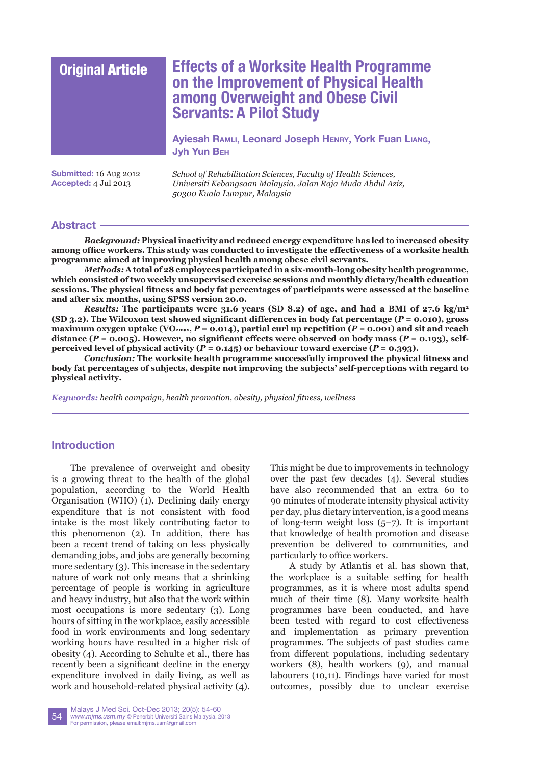Original Article

# Effects of a Worksite Health Programme on the Improvement of Physical Health among Overweight and Obese Civil Servants: A Pilot Study

Ayiesah Ramli, Leonard Joseph Henry, York Fuan Liang, Jyh Yun Beh

**Submitted:** 16 Aug 2012
**Accepted:** 4 Jul 2013

*School of Rehabilitation Sciences, Faculty of Health Sciences, Universiti Kebangsaan Malaysia, Jalan Raja Muda Abdul Aziz, 50300 Kuala Lumpur, Malaysia*

## Abstract

***Background:*** **Physical inactivity and reduced energy expenditure has led to increased obesity among office workers. This study was conducted to investigate the effectiveness of a worksite health programme aimed at improving physical health among obese civil servants.**

***Methods:*** **A total of 28 employees participated in a six-month-long obesity health programme, which consisted of two weekly unsupervised exercise sessions and monthly dietary/health education sessions. The physical fitness and body fat percentages of participants were assessed at the baseline and after six months, using SPSS version 20.0.**

***Results:*** **The participants were 31.6 years (SD 8.2) of age, and had a BMI of 27.6 kg/m$^2$ (SD 3.2). The Wilcoxon test showed significant differences in body fat percentage ($P$ = 0.010), gross maximum oxygen uptake ($VO_{2max}$, $P$ = 0.014), partial curl up repetition ($P$ = 0.001) and sit and reach distance ($P$ = 0.005). However, no significant effects were observed on body mass ($P$ = 0.193), self-perceived level of physical activity ($P$ = 0.145) or behaviour toward exercise ($P$ = 0.393).**

***Conclusion:*** **The worksite health programme successfully improved the physical fitness and body fat percentages of subjects, despite not improving the subjects' self-perceptions with regard to physical activity.**

***Keywords:*** *health campaign, health promotion, obesity, physical fitness, wellness*

## Introduction

The prevalence of overweight and obesity is a growing threat to the health of the global population, according to the World Health Organisation (WHO) (1). Declining daily energy expenditure that is not consistent with food intake is the most likely contributing factor to this phenomenon (2). In addition, there has been a recent trend of taking on less physically demanding jobs, and jobs are generally becoming more sedentary (3). This increase in the sedentary nature of work not only means that a shrinking percentage of people is working in agriculture and heavy industry, but also that the work within most occupations is more sedentary (3). Long hours of sitting in the workplace, easily accessible food in work environments and long sedentary working hours have resulted in a higher risk of obesity (4). According to Schulte et al., there has recently been a significant decline in the energy expenditure involved in daily living, as well as work and household-related physical activity (4). This might be due to improvements in technology over the past few decades (4). Several studies have also recommended that an extra 60 to 90 minutes of moderate intensity physical activity per day, plus dietary intervention, is a good means of long-term weight loss (5–7). It is important that knowledge of health promotion and disease prevention be delivered to communities, and particularly to office workers.

A study by Atlantis et al. has shown that, the workplace is a suitable setting for health programmes, as it is where most adults spend much of their time (8). Many worksite health programmes have been conducted, and have been tested with regard to cost effectiveness and implementation as primary prevention programmes. The subjects of past studies came from different populations, including sedentary workers (8), health workers (9), and manual labourers (10,11). Findings have varied for most outcomes, possibly due to unclear exercise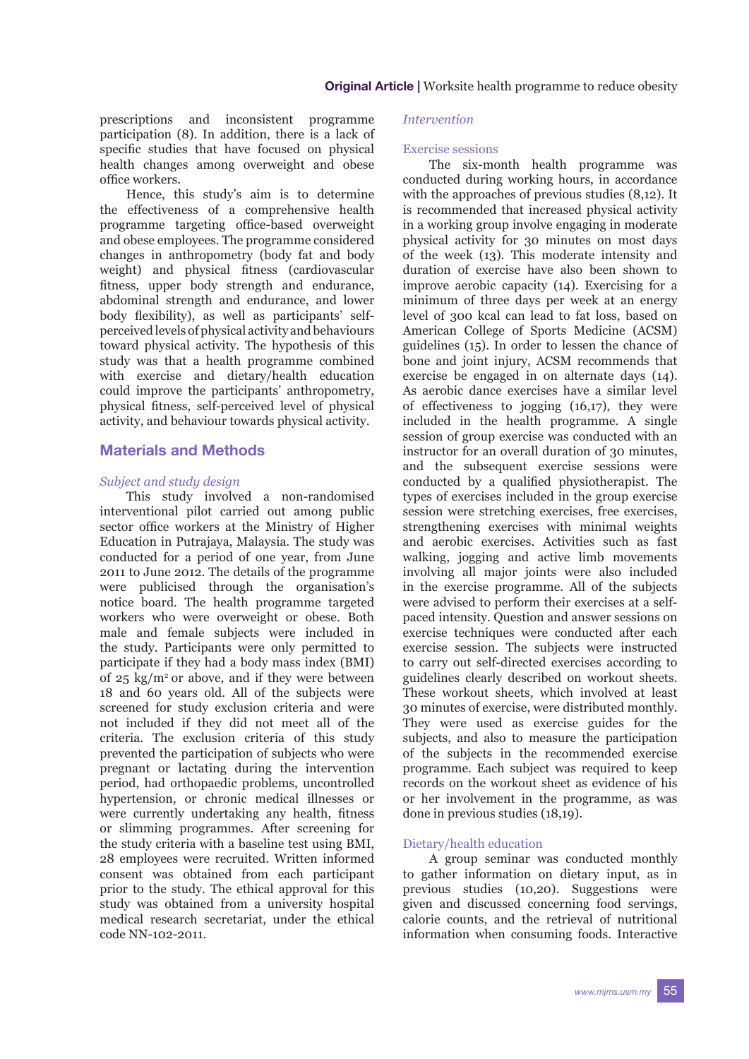prescriptions and inconsistent programme participation (8). In addition, there is a lack of specific studies that have focused on physical health changes among overweight and obese office workers.

Hence, this study's aim is to determine the effectiveness of a comprehensive health programme targeting office-based overweight and obese employees. The programme considered changes in anthropometry (body fat and body weight) and physical fitness (cardiovascular fitness, upper body strength and endurance, abdominal strength and endurance, and lower body flexibility), as well as participants' self-perceived levels of physical activity and behaviours toward physical activity. The hypothesis of this study was that a health programme combined with exercise and dietary/health education could improve the participants' anthropometry, physical fitness, self-perceived level of physical activity, and behaviour towards physical activity.

## Materials and Methods

### *Subject and study design*

This study involved a non-randomised interventional pilot carried out among public sector office workers at the Ministry of Higher Education in Putrajaya, Malaysia. The study was conducted for a period of one year, from June 2011 to June 2012. The details of the programme were publicised through the organisation's notice board. The health programme targeted workers who were overweight or obese. Both male and female subjects were included in the study. Participants were only permitted to participate if they had a body mass index (BMI) of 25 kg/m$^2$ or above, and if they were between 18 and 60 years old. All of the subjects were screened for study exclusion criteria and were not included if they did not meet all of the criteria. The exclusion criteria of this study prevented the participation of subjects who were pregnant or lactating during the intervention period, had orthopaedic problems, uncontrolled hypertension, or chronic medical illnesses or were currently undertaking any health, fitness or slimming programmes. After screening for the study criteria with a baseline test using BMI, 28 employees were recruited. Written informed consent was obtained from each participant prior to the study. The ethical approval for this study was obtained from a university hospital medical research secretariat, under the ethical code NN-102-2011.

### *Intervention*

#### Exercise sessions

The six-month health programme was conducted during working hours, in accordance with the approaches of previous studies (8,12). It is recommended that increased physical activity in a working group involve engaging in moderate physical activity for 30 minutes on most days of the week (13). This moderate intensity and duration of exercise have also been shown to improve aerobic capacity (14). Exercising for a minimum of three days per week at an energy level of 300 kcal can lead to fat loss, based on American College of Sports Medicine (ACSM) guidelines (15). In order to lessen the chance of bone and joint injury, ACSM recommends that exercise be engaged in on alternate days (14). As aerobic dance exercises have a similar level of effectiveness to jogging (16,17), they were included in the health programme. A single session of group exercise was conducted with an instructor for an overall duration of 30 minutes, and the subsequent exercise sessions were conducted by a qualified physiotherapist. The types of exercises included in the group exercise session were stretching exercises, free exercises, strengthening exercises with minimal weights and aerobic exercises. Activities such as fast walking, jogging and active limb movements involving all major joints were also included in the exercise programme. All of the subjects were advised to perform their exercises at a self-paced intensity. Question and answer sessions on exercise techniques were conducted after each exercise session. The subjects were instructed to carry out self-directed exercises according to guidelines clearly described on workout sheets. These workout sheets, which involved at least 30 minutes of exercise, were distributed monthly. They were used as exercise guides for the subjects, and also to measure the participation of the subjects in the recommended exercise programme. Each subject was required to keep records on the workout sheet as evidence of his or her involvement in the programme, as was done in previous studies (18,19).

#### Dietary/health education

A group seminar was conducted monthly to gather information on dietary input, as in previous studies (10,20). Suggestions were given and discussed concerning food servings, calorie counts, and the retrieval of nutritional information when consuming foods. Interactive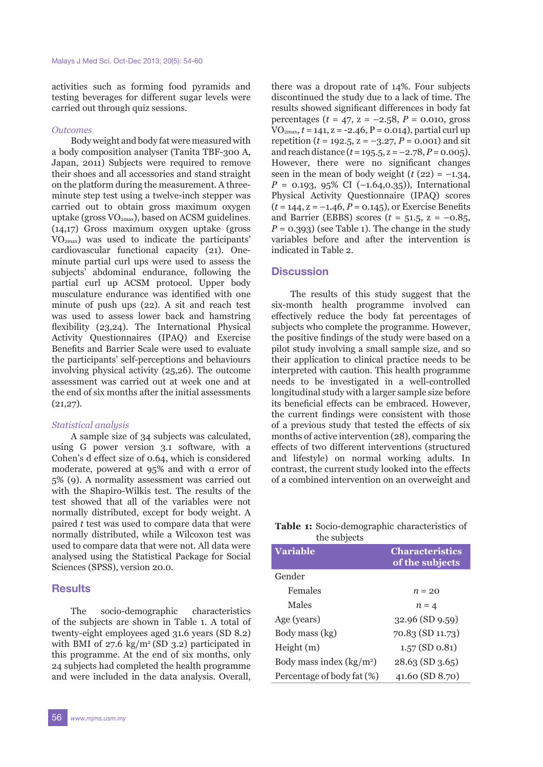activities such as forming food pyramids and testing beverages for different sugar levels were carried out through quiz sessions.

### *Outcomes*

Body weight and body fat were measured with a body composition analyser (Tanita TBF-300 A, Japan, 2011) Subjects were required to remove their shoes and all accessories and stand straight on the platform during the measurement. A three-minute step test using a twelve-inch stepper was carried out to obtain gross maximum oxygen uptake (gross $VO_{2max}$), based on ACSM guidelines. (14,17) Gross maximum oxygen uptake (gross $VO_{2max}$) was used to indicate the participants' cardiovascular functional capacity (21). One-minute partial curl ups were used to assess the subjects' abdominal endurance, following the partial curl up ACSM protocol. Upper body musculature endurance was identified with one minute of push ups (22). A sit and reach test was used to assess lower back and hamstring flexibility (23,24). The International Physical Activity Questionnaires (IPAQ) and Exercise Benefits and Barrier Scale were used to evaluate the participants' self-perceptions and behaviours involving physical activity (25,26). The outcome assessment was carried out at week one and at the end of six months after the initial assessments (21,27).

### *Statistical analysis*

A sample size of 34 subjects was calculated, using G power version 3.1 software, with a Cohen's d effect size of 0.64, which is considered moderate, powered at 95% and with α error of 5% (9). A normality assessment was carried out with the Shapiro-Wilkis test. The results of the test showed that all of the variables were not normally distributed, except for body weight. A paired *t* test was used to compare data that were normally distributed, while a Wilcoxon test was used to compare data that were not. All data were analysed using the Statistical Package for Social Sciences (SPSS), version 20.0.

## Results

The socio-demographic characteristics of the subjects are shown in Table 1. A total of twenty-eight employees aged 31.6 years (SD 8.2) with BMI of 27.6 $kg/m^2$ (SD 3.2) participated in this programme. At the end of six months, only 24 subjects had completed the health programme and were included in the data analysis. Overall, there was a dropout rate of 14%. Four subjects discontinued the study due to a lack of time. The results showed significant differences in body fat percentages ($t = 47$, $z = -2.58$, $P = 0.010$, gross $VO_{2max}$, $t = 141$, $z = -2.46$, $P = 0.014$), partial curl up repetition ($t = 192.5$, $z = -3.27$, $P = 0.001$) and sit and reach distance ($t = 195.5$, $z = -2.78$, $P = 0.005$). However, there were no significant changes seen in the mean of body weight ($t\ (22) = -1.34$, $P = 0.193$, 95% CI (−1.64,0.35)), International Physical Activity Questionnaire (IPAQ) scores ($t = 144$, $z = -1.46$, $P = 0.145$), or Exercise Benefits and Barrier (EBBS) scores ($t = 51.5$, $z = -0.85$, $P = 0.393$) (see Table 1). The change in the study variables before and after the intervention is indicated in Table 2.

## Discussion

The results of this study suggest that the six-month health programme involved can effectively reduce the body fat percentages of subjects who complete the programme. However, the positive findings of the study were based on a pilot study involving a small sample size, and so their application to clinical practice needs to be interpreted with caution. This health programme needs to be investigated in a well-controlled longitudinal study with a larger sample size before its beneficial effects can be embraced. However, the current findings were consistent with those of a previous study that tested the effects of six months of active intervention (28), comparing the effects of two different interventions (structured and lifestyle) on normal working adults. In contrast, the current study looked into the effects of a combined intervention on an overweight and

**Table 1:** Socio-demographic characteristics of the subjects

| Variable | Characteristics of the subjects |
|---|---|
| Gender | |
| Females | *n* = 20 |
| Males | *n* = 4 |
| Age (years) | 32.96 (SD 9.59) |
| Body mass (kg) | 70.83 (SD 11.73) |
| Height (m) | 1.57 (SD 0.81) |
| Body mass index ($kg/m^2$) | 28.63 (SD 3.65) |
| Percentage of body fat (%) | 41.60 (SD 8.70) |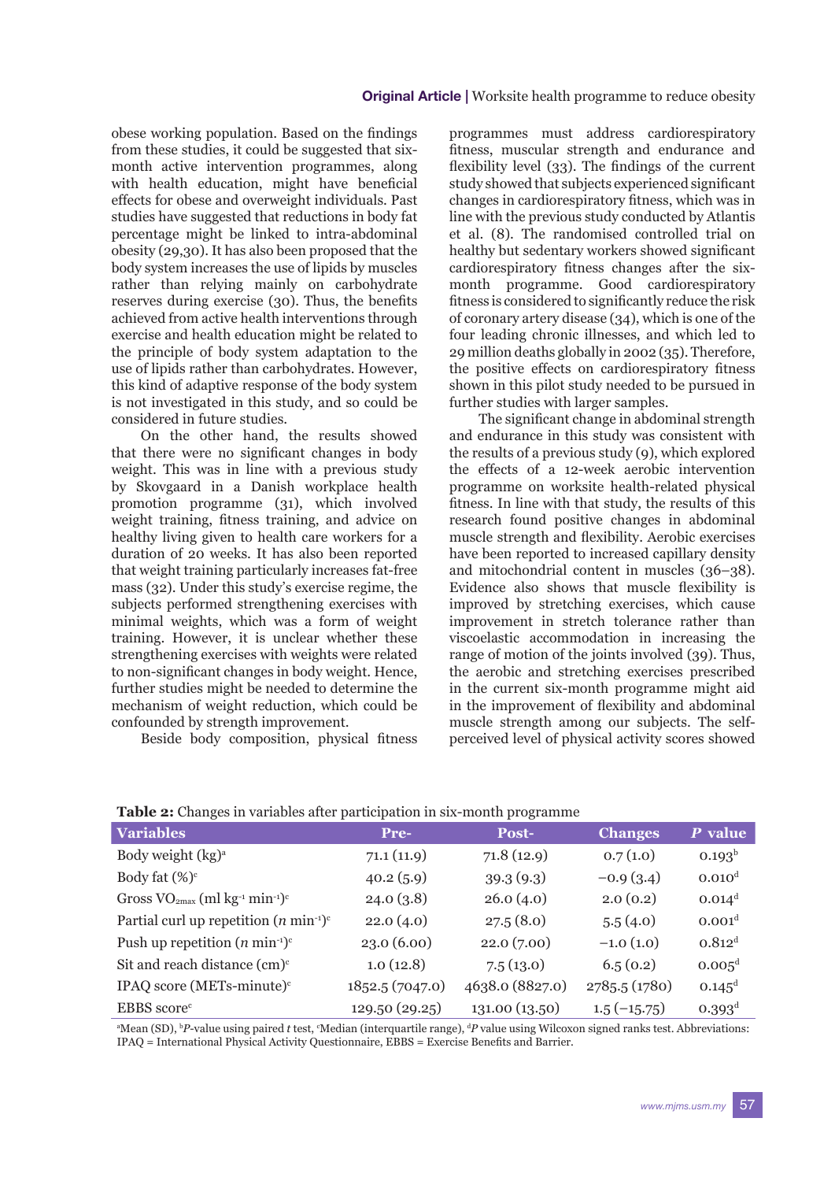obese working population. Based on the findings from these studies, it could be suggested that six-month active intervention programmes, along with health education, might have beneficial effects for obese and overweight individuals. Past studies have suggested that reductions in body fat percentage might be linked to intra-abdominal obesity (29,30). It has also been proposed that the body system increases the use of lipids by muscles rather than relying mainly on carbohydrate reserves during exercise (30). Thus, the benefits achieved from active health interventions through exercise and health education might be related to the principle of body system adaptation to the use of lipids rather than carbohydrates. However, this kind of adaptive response of the body system is not investigated in this study, and so could be considered in future studies.

On the other hand, the results showed that there were no significant changes in body weight. This was in line with a previous study by Skovgaard in a Danish workplace health promotion programme (31), which involved weight training, fitness training, and advice on healthy living given to health care workers for a duration of 20 weeks. It has also been reported that weight training particularly increases fat-free mass (32). Under this study's exercise regime, the subjects performed strengthening exercises with minimal weights, which was a form of weight training. However, it is unclear whether these strengthening exercises with weights were related to non-significant changes in body weight. Hence, further studies might be needed to determine the mechanism of weight reduction, which could be confounded by strength improvement.

Beside body composition, physical fitness programmes must address cardiorespiratory fitness, muscular strength and endurance and flexibility level (33). The findings of the current study showed that subjects experienced significant changes in cardiorespiratory fitness, which was in line with the previous study conducted by Atlantis et al. (8). The randomised controlled trial on healthy but sedentary workers showed significant cardiorespiratory fitness changes after the six-month programme. Good cardiorespiratory fitness is considered to significantly reduce the risk of coronary artery disease (34), which is one of the four leading chronic illnesses, and which led to 29 million deaths globally in 2002 (35). Therefore, the positive effects on cardiorespiratory fitness shown in this pilot study needed to be pursued in further studies with larger samples.

The significant change in abdominal strength and endurance in this study was consistent with the results of a previous study (9), which explored the effects of a 12-week aerobic intervention programme on worksite health-related physical fitness. In line with that study, the results of this research found positive changes in abdominal muscle strength and flexibility. Aerobic exercises have been reported to increased capillary density and mitochondrial content in muscles (36–38). Evidence also shows that muscle flexibility is improved by stretching exercises, which cause improvement in stretch tolerance rather than viscoelastic accommodation in increasing the range of motion of the joints involved (39). Thus, the aerobic and stretching exercises prescribed in the current six-month programme might aid in the improvement of flexibility and abdominal muscle strength among our subjects. The self-perceived level of physical activity scores showed

**Table 2:** Changes in variables after participation in six-month programme

| Variables | Pre- | Post- | Changes | *P* value |
|---|---|---|---|---|
| Body weight (kg)[a] | 71.1 (11.9) | 71.8 (12.9) | 0.7 (1.0) | 0.193[b] |
| Body fat (%)[c] | 40.2 (5.9) | 39.3 (9.3) | −0.9 (3.4) | 0.010[d] |
| Gross $VO_{2max}$ (ml $kg^{-1}$ $min^{-1}$)[c] | 24.0 (3.8) | 26.0 (4.0) | 2.0 (0.2) | 0.014[d] |
| Partial curl up repetition ($n$ $min^{-1}$)[c] | 22.0 (4.0) | 27.5 (8.0) | 5.5 (4.0) | 0.001[d] |
| Push up repetition ($n$ $min^{-1}$)[c] | 23.0 (6.00) | 22.0 (7.00) | −1.0 (1.0) | 0.812[d] |
| Sit and reach distance (cm)[c] | 1.0 (12.8) | 7.5 (13.0) | 6.5 (0.2) | 0.005[d] |
| IPAQ score (METs-minute)[c] | 1852.5 (7047.0) | 4638.0 (8827.0) | 2785.5 (1780) | 0.145[d] |
| EBBS score[c] | 129.50 (29.25) | 131.00 (13.50) | 1.5 (−15.75) | 0.393[d] |

[a]Mean (SD), [b]*P*-value using paired *t* test, [c]Median (interquartile range), [d]*P* value using Wilcoxon signed ranks test. Abbreviations: IPAQ = International Physical Activity Questionnaire, EBBS = Exercise Benefits and Barrier.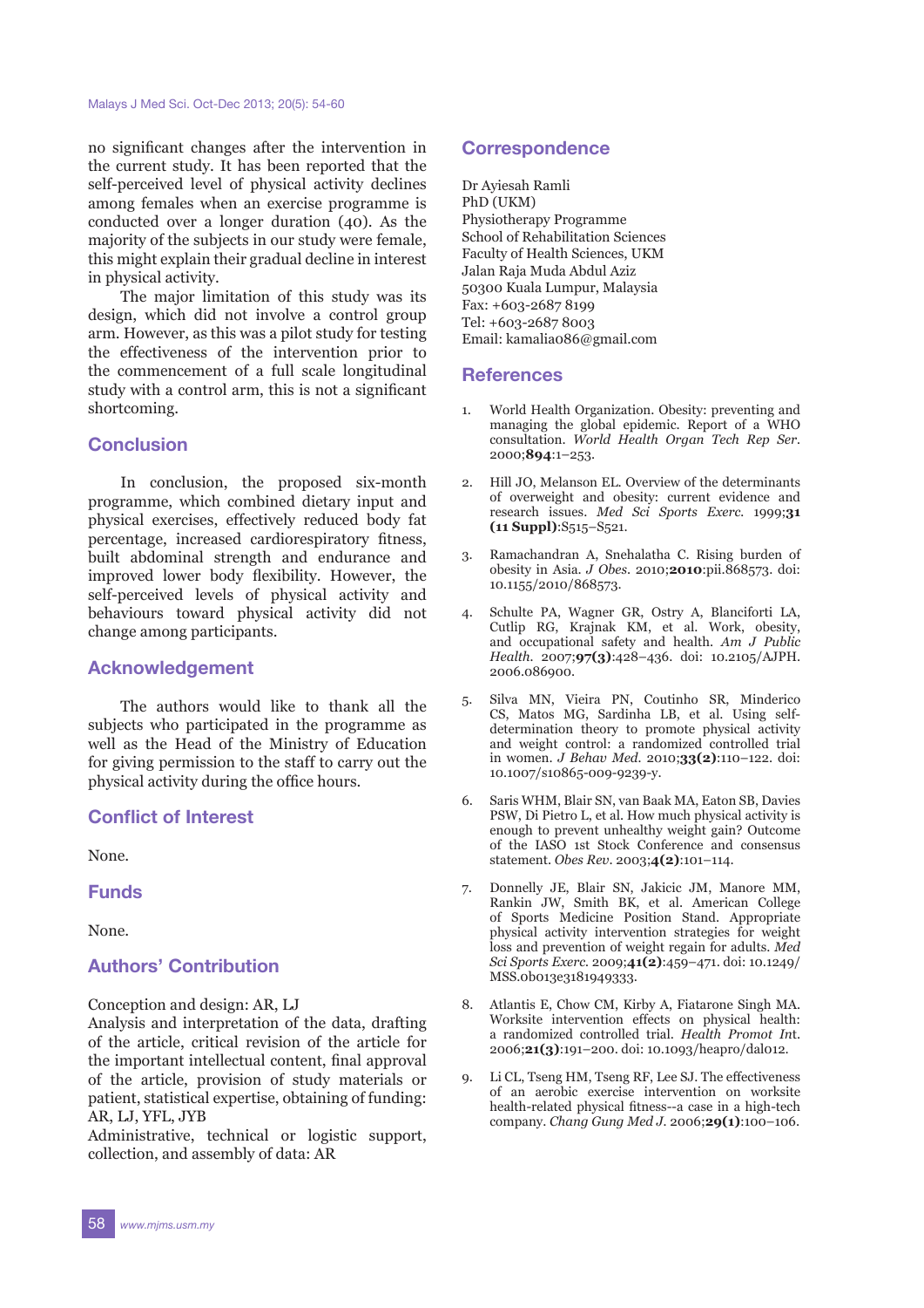no significant changes after the intervention in the current study. It has been reported that the self-perceived level of physical activity declines among females when an exercise programme is conducted over a longer duration (40). As the majority of the subjects in our study were female, this might explain their gradual decline in interest in physical activity.

The major limitation of this study was its design, which did not involve a control group arm. However, as this was a pilot study for testing the effectiveness of the intervention prior to the commencement of a full scale longitudinal study with a control arm, this is not a significant shortcoming.

## Conclusion

In conclusion, the proposed six-month programme, which combined dietary input and physical exercises, effectively reduced body fat percentage, increased cardiorespiratory fitness, built abdominal strength and endurance and improved lower body flexibility. However, the self-perceived levels of physical activity and behaviours toward physical activity did not change among participants.

## Acknowledgement

The authors would like to thank all the subjects who participated in the programme as well as the Head of the Ministry of Education for giving permission to the staff to carry out the physical activity during the office hours.

## Conflict of Interest

None.

## Funds

None.

## Authors' Contribution

Conception and design: AR, LJ
Analysis and interpretation of the data, drafting of the article, critical revision of the article for the important intellectual content, final approval of the article, provision of study materials or patient, statistical expertise, obtaining of funding: AR, LJ, YFL, JYB
Administrative, technical or logistic support, collection, and assembly of data: AR

## Correspondence

Dr Ayiesah Ramli
PhD (UKM)
Physiotherapy Programme
School of Rehabilitation Sciences
Faculty of Health Sciences, UKM
Jalan Raja Muda Abdul Aziz
50300 Kuala Lumpur, Malaysia
Fax: +603-2687 8199
Tel: +603-2687 8003
Email: kamalia086@gmail.com

## References

1. World Health Organization. Obesity: preventing and managing the global epidemic. Report of a WHO consultation. *World Health Organ Tech Rep Ser.* 2000;**894**:1–253.
2. Hill JO, Melanson EL. Overview of the determinants of overweight and obesity: current evidence and research issues. *Med Sci Sports Exerc.* 1999;**31 (11 Suppl)**:S515–S521.
3. Ramachandran A, Snehalatha C. Rising burden of obesity in Asia. *J Obes.* 2010;**2010**:pii.868573. doi: 10.1155/2010/868573.
4. Schulte PA, Wagner GR, Ostry A, Blanciforti LA, Cutlip RG, Krajnak KM, et al. Work, obesity, and occupational safety and health. *Am J Public Health.* 2007;**97(3)**:428–436. doi: 10.2105/AJPH.2006.086900.
5. Silva MN, Vieira PN, Coutinho SR, Minderico CS, Matos MG, Sardinha LB, et al. Using self-determination theory to promote physical activity and weight control: a randomized controlled trial in women. *J Behav Med.* 2010;**33(2)**:110–122. doi: 10.1007/s10865-009-9239-y.
6. Saris WHM, Blair SN, van Baak MA, Eaton SB, Davies PSW, Di Pietro L, et al. How much physical activity is enough to prevent unhealthy weight gain? Outcome of the IASO 1st Stock Conference and consensus statement. *Obes Rev.* 2003;**4(2)**:101–114.
7. Donnelly JE, Blair SN, Jakicic JM, Manore MM, Rankin JW, Smith BK, et al. American College of Sports Medicine Position Stand. Appropriate physical activity intervention strategies for weight loss and prevention of weight regain for adults. *Med Sci Sports Exerc.* 2009;**41(2)**:459–471. doi: 10.1249/MSS.0b013e3181949333.
8. Atlantis E, Chow CM, Kirby A, Fiatarone Singh MA. Worksite intervention effects on physical health: a randomized controlled trial. *Health Promot Int.* 2006;**21(3)**:191–200. doi: 10.1093/heapro/dal012.
9. Li CL, Tseng HM, Tseng RF, Lee SJ. The effectiveness of an aerobic exercise intervention on worksite health-related physical fitness--a case in a high-tech company. *Chang Gung Med J.* 2006;**29(1)**:100–106.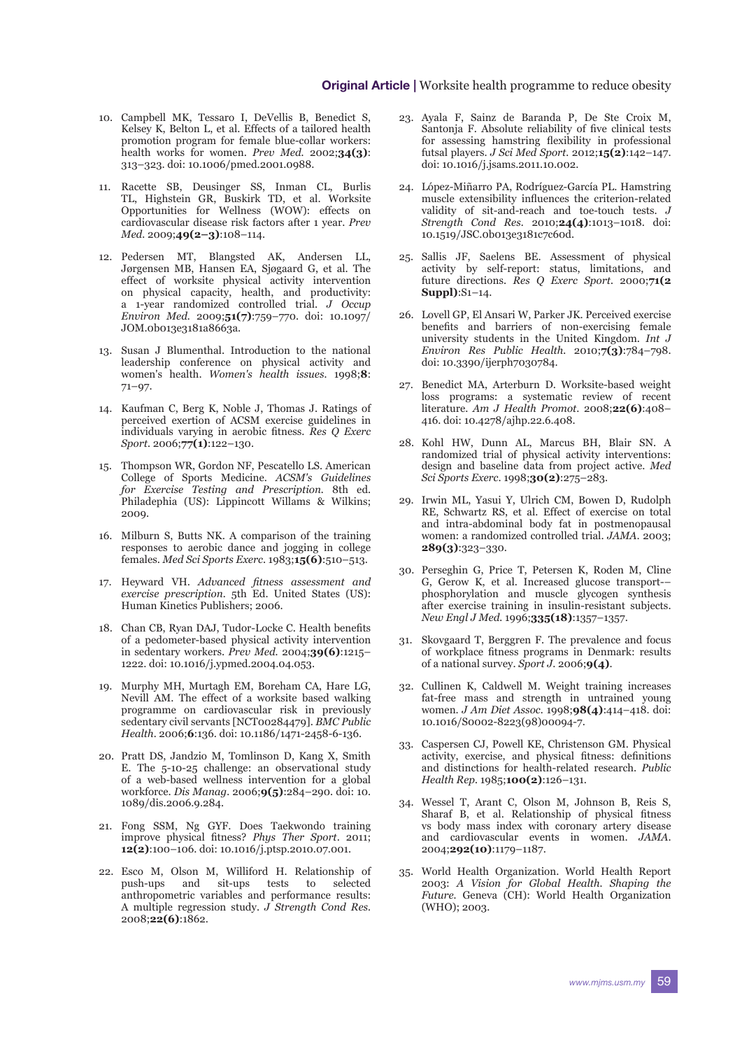10. Campbell MK, Tessaro I, DeVellis B, Benedict S, Kelsey K, Belton L, et al. Effects of a tailored health promotion program for female blue-collar workers: health works for women. *Prev Med.* 2002;**34(3)**: 313–323. doi: 10.1006/pmed.2001.0988.

11. Racette SB, Deusinger SS, Inman CL, Burlis TL, Highstein GR, Buskirk TD, et al. Worksite Opportunities for Wellness (WOW): effects on cardiovascular disease risk factors after 1 year. *Prev Med.* 2009;**49(2–3)**:108–114.

12. Pedersen MT, Blangsted AK, Andersen LL, Jørgensen MB, Hansen EA, Sjøgaard G, et al. The effect of worksite physical activity intervention on physical capacity, health, and productivity: a 1-year randomized controlled trial. *J Occup Environ Med.* 2009;**51(7)**:759–770. doi: 10.1097/JOM.0b013e3181a8663a.

13. Susan J Blumenthal. Introduction to the national leadership conference on physical activity and women's health. *Women's health issues.* 1998;**8**: 71–97.

14. Kaufman C, Berg K, Noble J, Thomas J. Ratings of perceived exertion of ACSM exercise guidelines in individuals varying in aerobic fitness. *Res Q Exerc Sport.* 2006;**77(1)**:122–130.

15. Thompson WR, Gordon NF, Pescatello LS. American College of Sports Medicine. *ACSM's Guidelines for Exercise Testing and Prescription.* 8th ed. Philadephia (US): Lippincott Willams & Wilkins; 2009.

16. Milburn S, Butts NK. A comparison of the training responses to aerobic dance and jogging in college females. *Med Sci Sports Exerc.* 1983;**15(6)**:510–513.

17. Heyward VH. *Advanced fitness assessment and exercise prescription.* 5th Ed. United States (US): Human Kinetics Publishers; 2006.

18. Chan CB, Ryan DAJ, Tudor-Locke C. Health benefits of a pedometer-based physical activity intervention in sedentary workers. *Prev Med.* 2004;**39(6)**:1215–1222. doi: 10.1016/j.ypmed.2004.04.053.

19. Murphy MH, Murtagh EM, Boreham CA, Hare LG, Nevill AM. The effect of a worksite based walking programme on cardiovascular risk in previously sedentary civil servants [NCT00284479]. *BMC Public Health.* 2006;**6**:136. doi: 10.1186/1471-2458-6-136.

20. Pratt DS, Jandzio M, Tomlinson D, Kang X, Smith E. The 5-10-25 challenge: an observational study of a web-based wellness intervention for a global workforce. *Dis Manag.* 2006;**9(5)**:284–290. doi: 10.1089/dis.2006.9.284.

21. Fong SSM, Ng GYF. Does Taekwondo training improve physical fitness? *Phys Ther Sport.* 2011; **12(2)**:100–106. doi: 10.1016/j.ptsp.2010.07.001.

22. Esco M, Olson M, Williford H. Relationship of push-ups and sit-ups tests to selected anthropometric variables and performance results: A multiple regression study. *J Strength Cond Res.* 2008;**22(6)**:1862.

23. Ayala F, Sainz de Baranda P, De Ste Croix M, Santonja F. Absolute reliability of five clinical tests for assessing hamstring flexibility in professional futsal players. *J Sci Med Sport.* 2012;**15(2)**:142–147. doi: 10.1016/j.jsams.2011.10.002.

24. López-Miñarro PA, Rodríguez-García PL. Hamstring muscle extensibility influences the criterion-related validity of sit-and-reach and toe-touch tests. *J Strength Cond Res.* 2010;**24(4)**:1013–1018. doi: 10.1519/JSC.0b013e3181c7c60d.

25. Sallis JF, Saelens BE. Assessment of physical activity by self-report: status, limitations, and future directions. *Res Q Exerc Sport.* 2000;**71(2 Suppl)**:S1–14.

26. Lovell GP, El Ansari W, Parker JK. Perceived exercise benefits and barriers of non-exercising female university students in the United Kingdom. *Int J Environ Res Public Health.* 2010;**7(3)**:784–798. doi: 10.3390/ijerph7030784.

27. Benedict MA, Arterburn D. Worksite-based weight loss programs: a systematic review of recent literature. *Am J Health Promot.* 2008;**22(6)**:408–416. doi: 10.4278/ajhp.22.6.408.

28. Kohl HW, Dunn AL, Marcus BH, Blair SN. A randomized trial of physical activity interventions: design and baseline data from project active. *Med Sci Sports Exerc.* 1998;**30(2)**:275–283.

29. Irwin ML, Yasui Y, Ulrich CM, Bowen D, Rudolph RE, Schwartz RS, et al. Effect of exercise on total and intra-abdominal body fat in postmenopausal women: a randomized controlled trial. *JAMA.* 2003; **289(3)**:323–330.

30. Perseghin G, Price T, Petersen K, Roden M, Cline G, Gerow K, et al. Increased glucose transport-–phosphorylation and muscle glycogen synthesis after exercise training in insulin-resistant subjects. *New Engl J Med.* 1996;**335(18)**:1357–1357.

31. Skovgaard T, Berggren F. The prevalence and focus of workplace fitness programs in Denmark: results of a national survey. *Sport J.* 2006;**9(4)**.

32. Cullinen K, Caldwell M. Weight training increases fat-free mass and strength in untrained young women. *J Am Diet Assoc.* 1998;**98(4)**:414–418. doi: 10.1016/S0002-8223(98)00094-7.

33. Caspersen CJ, Powell KE, Christenson GM. Physical activity, exercise, and physical fitness: definitions and distinctions for health-related research. *Public Health Rep.* 1985;**100(2)**:126–131.

34. Wessel T, Arant C, Olson M, Johnson B, Reis S, Sharaf B, et al. Relationship of physical fitness vs body mass index with coronary artery disease and cardiovascular events in women. *JAMA.* 2004;**292(10)**:1179–1187.

35. World Health Organization. World Health Report 2003: *A Vision for Global Health. Shaping the Future.* Geneva (CH): World Health Organization (WHO); 2003.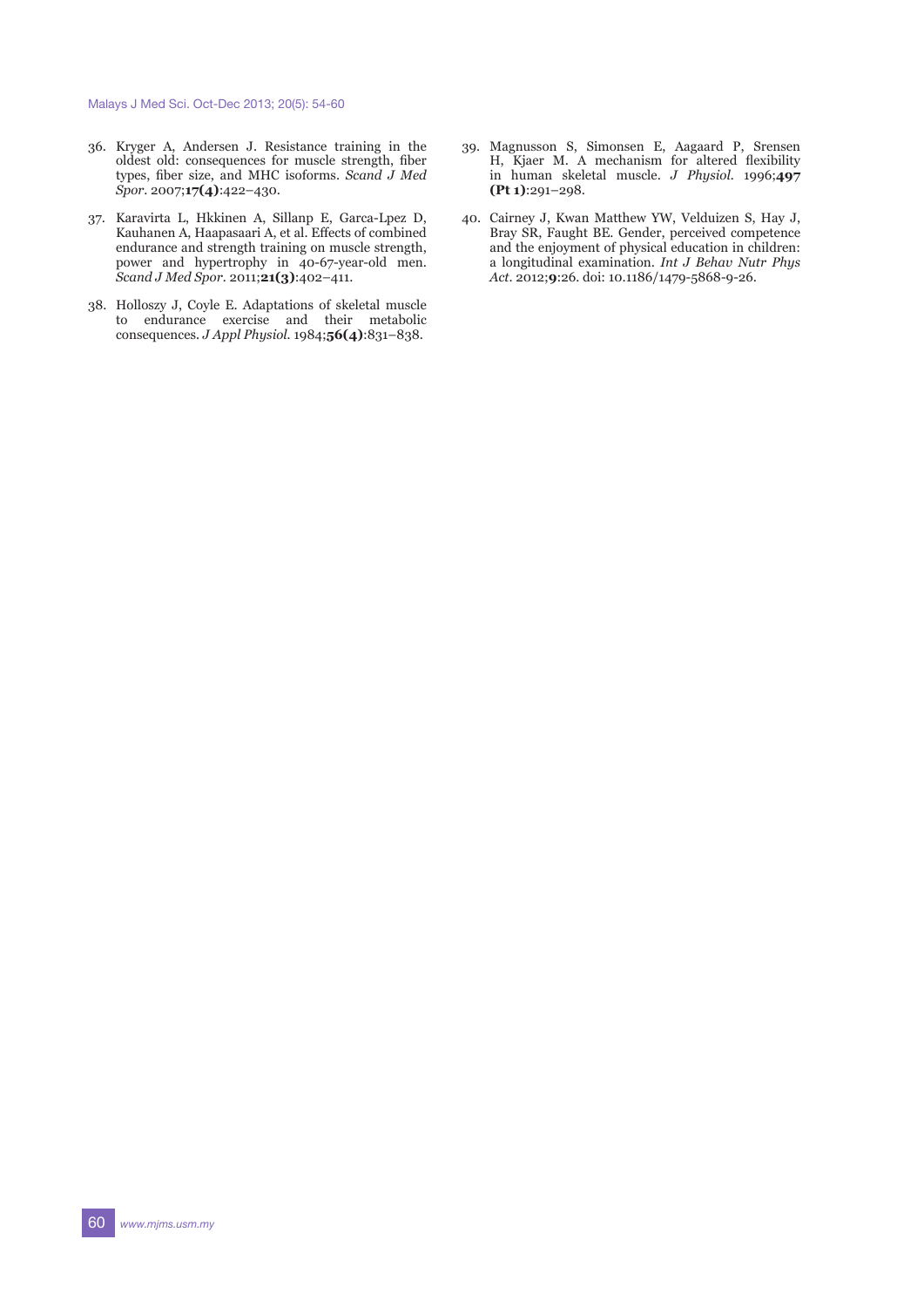36. Kryger A, Andersen J. Resistance training in the oldest old: consequences for muscle strength, fiber types, fiber size, and MHC isoforms. *Scand J Med Spor*. 2007;**17(4)**:422–430.

37. Karavirta L, Hkkinen A, Sillanp E, Garca-Lpez D, Kauhanen A, Haapasaari A, et al. Effects of combined endurance and strength training on muscle strength, power and hypertrophy in 40-67-year-old men. *Scand J Med Spor*. 2011;**21(3)**:402–411.

38. Holloszy J, Coyle E. Adaptations of skeletal muscle to endurance exercise and their metabolic consequences. *J Appl Physiol.* 1984;**56(4)**:831–838.

39. Magnusson S, Simonsen E, Aagaard P, Srensen H, Kjaer M. A mechanism for altered flexibility in human skeletal muscle. *J Physiol.* 1996;**497 (Pt 1)**:291–298.

40. Cairney J, Kwan Matthew YW, Velduizen S, Hay J, Bray SR, Faught BE. Gender, perceived competence and the enjoyment of physical education in children: a longitudinal examination. *Int J Behav Nutr Phys Act*. 2012;**9**:26. doi: 10.1186/1479-5868-9-26.